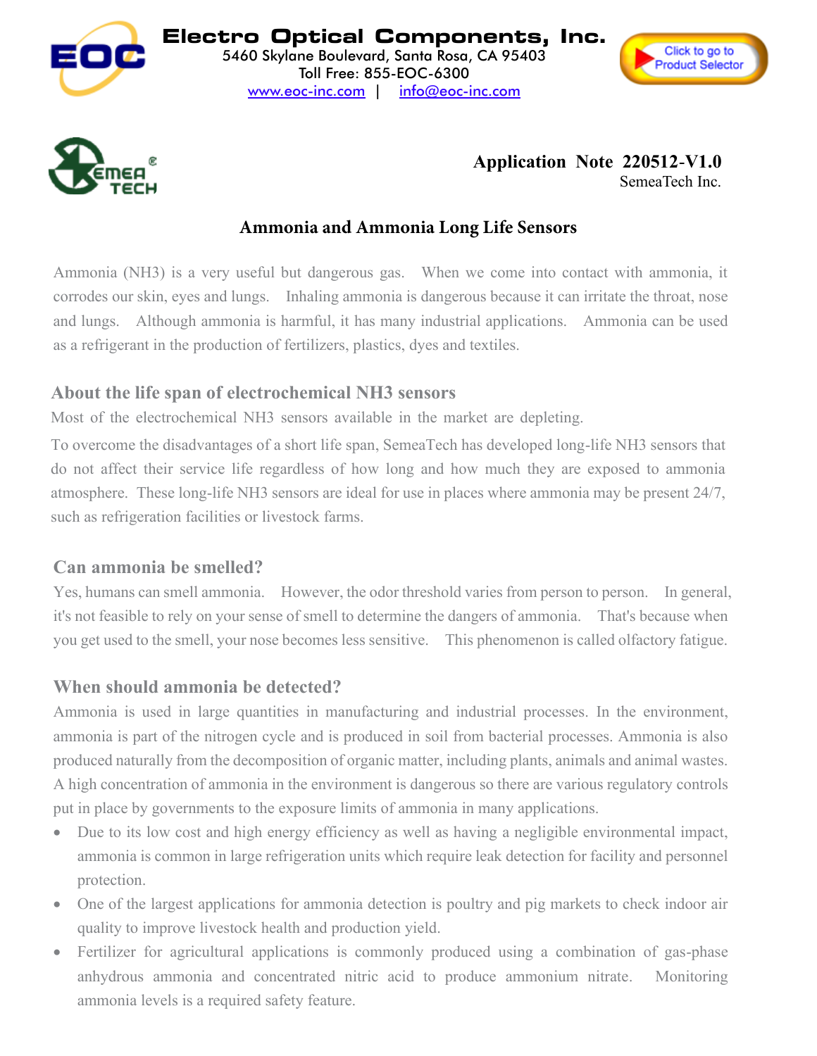**Electro Optical Components, Inc.**
5460 Skylane Boulevard, Santa Rosa, CA 95403
Toll Free: 855-EOC-6300
www.eoc-inc.com | info@eoc-inc.com

**Application Note 220512-V1.0**
SemeaTech Inc.

## Ammonia and Ammonia Long Life Sensors

Ammonia (NH3) is a very useful but dangerous gas. When we come into contact with ammonia, it corrodes our skin, eyes and lungs. Inhaling ammonia is dangerous because it can irritate the throat, nose and lungs. Although ammonia is harmful, it has many industrial applications. Ammonia can be used as a refrigerant in the production of fertilizers, plastics, dyes and textiles.

### About the life span of electrochemical NH3 sensors

Most of the electrochemical NH3 sensors available in the market are depleting.

To overcome the disadvantages of a short life span, SemeaTech has developed long-life NH3 sensors that do not affect their service life regardless of how long and how much they are exposed to ammonia atmosphere. These long-life NH3 sensors are ideal for use in places where ammonia may be present 24/7, such as refrigeration facilities or livestock farms.

### Can ammonia be smelled?

Yes, humans can smell ammonia. However, the odor threshold varies from person to person. In general, it's not feasible to rely on your sense of smell to determine the dangers of ammonia. That's because when you get used to the smell, your nose becomes less sensitive. This phenomenon is called olfactory fatigue.

### When should ammonia be detected?

Ammonia is used in large quantities in manufacturing and industrial processes. In the environment, ammonia is part of the nitrogen cycle and is produced in soil from bacterial processes. Ammonia is also produced naturally from the decomposition of organic matter, including plants, animals and animal wastes. A high concentration of ammonia in the environment is dangerous so there are various regulatory controls put in place by governments to the exposure limits of ammonia in many applications.

- Due to its low cost and high energy efficiency as well as having a negligible environmental impact, ammonia is common in large refrigeration units which require leak detection for facility and personnel protection.
- One of the largest applications for ammonia detection is poultry and pig markets to check indoor air quality to improve livestock health and production yield.
- Fertilizer for agricultural applications is commonly produced using a combination of gas-phase anhydrous ammonia and concentrated nitric acid to produce ammonium nitrate. Monitoring ammonia levels is a required safety feature.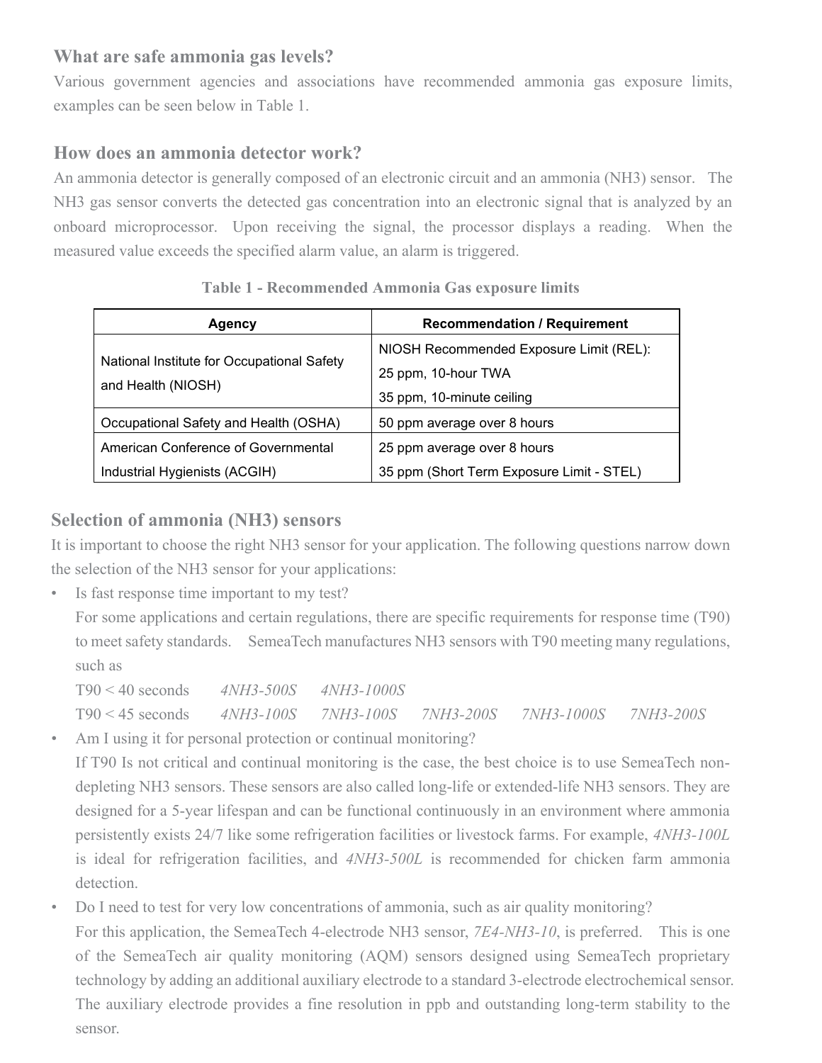## What are safe ammonia gas levels?

Various government agencies and associations have recommended ammonia gas exposure limits, examples can be seen below in Table 1.

## How does an ammonia detector work?

An ammonia detector is generally composed of an electronic circuit and an ammonia (NH3) sensor. The NH3 gas sensor converts the detected gas concentration into an electronic signal that is analyzed by an onboard microprocessor. Upon receiving the signal, the processor displays a reading. When the measured value exceeds the specified alarm value, an alarm is triggered.

**Table 1 - Recommended Ammonia Gas exposure limits**

| Agency | Recommendation / Requirement |
|---|---|
| National Institute for Occupational Safety and Health (NIOSH) | NIOSH Recommended Exposure Limit (REL):<br>25 ppm, 10-hour TWA<br>35 ppm, 10-minute ceiling |
| Occupational Safety and Health (OSHA) | 50 ppm average over 8 hours |
| American Conference of Governmental Industrial Hygienists (ACGIH) | 25 ppm average over 8 hours<br>35 ppm (Short Term Exposure Limit - STEL) |

## Selection of ammonia (NH3) sensors

It is important to choose the right NH3 sensor for your application. The following questions narrow down the selection of the NH3 sensor for your applications:

- Is fast response time important to my test?
  For some applications and certain regulations, there are specific requirements for response time (T90) to meet safety standards. SemeaTech manufactures NH3 sensors with T90 meeting many regulations, such as
  T90 < 40 seconds *4NH3-500S* *4NH3-1000S*
  T90 < 45 seconds *4NH3-100S* *7NH3-100S* *7NH3-200S* *7NH3-1000S* *7NH3-200S*
- Am I using it for personal protection or continual monitoring?
  If T90 Is not critical and continual monitoring is the case, the best choice is to use SemeaTech non-depleting NH3 sensors. These sensors are also called long-life or extended-life NH3 sensors. They are designed for a 5-year lifespan and can be functional continuously in an environment where ammonia persistently exists 24/7 like some refrigeration facilities or livestock farms. For example, *4NH3-100L* is ideal for refrigeration facilities, and *4NH3-500L* is recommended for chicken farm ammonia detection.
- Do I need to test for very low concentrations of ammonia, such as air quality monitoring?
  For this application, the SemeaTech 4-electrode NH3 sensor, *7E4-NH3-10*, is preferred. This is one of the SemeaTech air quality monitoring (AQM) sensors designed using SemeaTech proprietary technology by adding an additional auxiliary electrode to a standard 3-electrode electrochemical sensor. The auxiliary electrode provides a fine resolution in ppb and outstanding long-term stability to the sensor.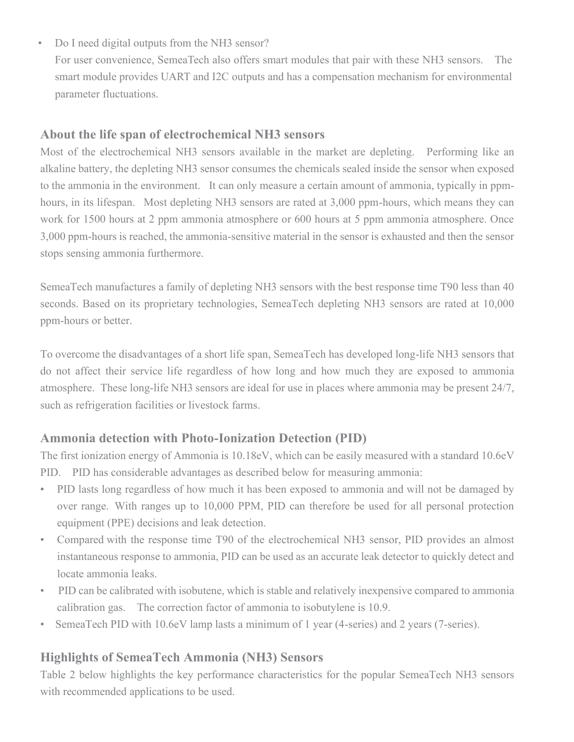- Do I need digital outputs from the NH3 sensor?
  For user convenience, SemeaTech also offers smart modules that pair with these NH3 sensors. The smart module provides UART and I2C outputs and has a compensation mechanism for environmental parameter fluctuations.

## About the life span of electrochemical NH3 sensors

Most of the electrochemical NH3 sensors available in the market are depleting. Performing like an alkaline battery, the depleting NH3 sensor consumes the chemicals sealed inside the sensor when exposed to the ammonia in the environment. It can only measure a certain amount of ammonia, typically in ppm-hours, in its lifespan. Most depleting NH3 sensors are rated at 3,000 ppm-hours, which means they can work for 1500 hours at 2 ppm ammonia atmosphere or 600 hours at 5 ppm ammonia atmosphere. Once 3,000 ppm-hours is reached, the ammonia-sensitive material in the sensor is exhausted and then the sensor stops sensing ammonia furthermore.

SemeaTech manufactures a family of depleting NH3 sensors with the best response time T90 less than 40 seconds. Based on its proprietary technologies, SemeaTech depleting NH3 sensors are rated at 10,000 ppm-hours or better.

To overcome the disadvantages of a short life span, SemeaTech has developed long-life NH3 sensors that do not affect their service life regardless of how long and how much they are exposed to ammonia atmosphere. These long-life NH3 sensors are ideal for use in places where ammonia may be present 24/7, such as refrigeration facilities or livestock farms.

## Ammonia detection with Photo-Ionization Detection (PID)

The first ionization energy of Ammonia is 10.18eV, which can be easily measured with a standard 10.6eV PID. PID has considerable advantages as described below for measuring ammonia:

- PID lasts long regardless of how much it has been exposed to ammonia and will not be damaged by over range. With ranges up to 10,000 PPM, PID can therefore be used for all personal protection equipment (PPE) decisions and leak detection.
- Compared with the response time T90 of the electrochemical NH3 sensor, PID provides an almost instantaneous response to ammonia, PID can be used as an accurate leak detector to quickly detect and locate ammonia leaks.
- PID can be calibrated with isobutene, which is stable and relatively inexpensive compared to ammonia calibration gas. The correction factor of ammonia to isobutylene is 10.9.
- SemeaTech PID with 10.6eV lamp lasts a minimum of 1 year (4-series) and 2 years (7-series).

## Highlights of SemeaTech Ammonia (NH3) Sensors

Table 2 below highlights the key performance characteristics for the popular SemeaTech NH3 sensors with recommended applications to be used.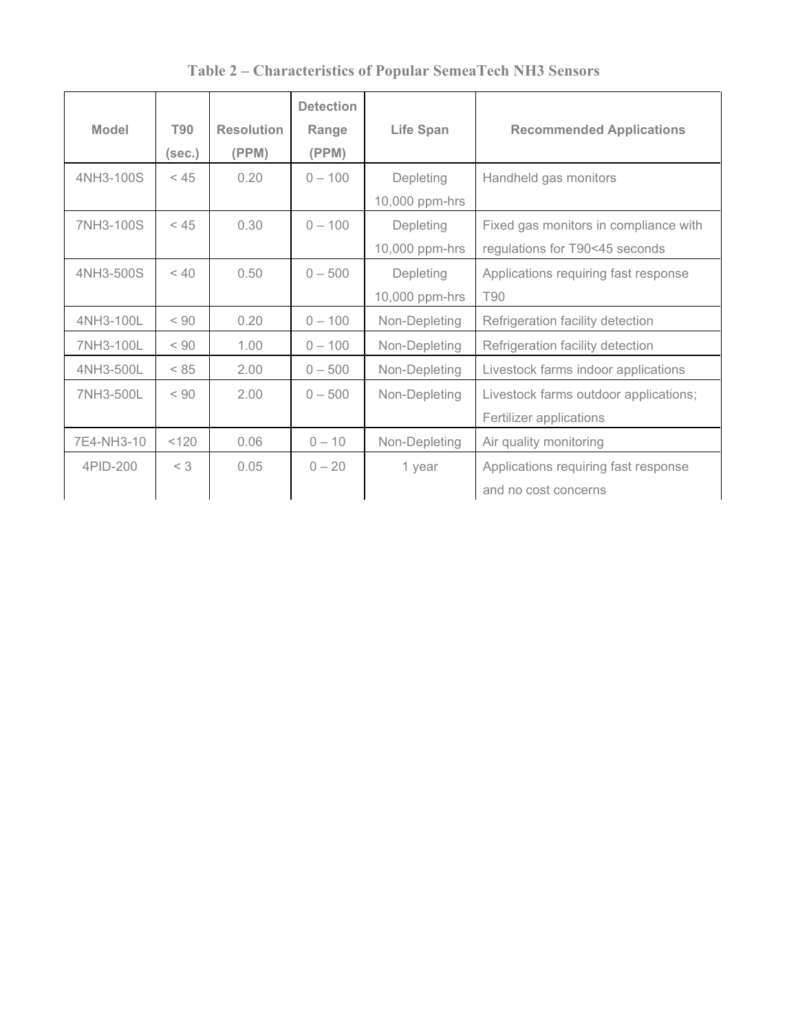**Table 2 – Characteristics of Popular SemeaTech NH3 Sensors**

| Model | T90 (sec.) | Resolution (PPM) | Detection Range (PPM) | Life Span | Recommended Applications |
|---|---|---|---|---|---|
| 4NH3-100S | < 45 | 0.20 | 0 – 100 | Depleting 10,000 ppm-hrs | Handheld gas monitors |
| 7NH3-100S | < 45 | 0.30 | 0 – 100 | Depleting 10,000 ppm-hrs | Fixed gas monitors in compliance with regulations for T90<45 seconds |
| 4NH3-500S | < 40 | 0.50 | 0 – 500 | Depleting 10,000 ppm-hrs | Applications requiring fast response T90 |
| 4NH3-100L | < 90 | 0.20 | 0 – 100 | Non-Depleting | Refrigeration facility detection |
| 7NH3-100L | < 90 | 1.00 | 0 – 100 | Non-Depleting | Refrigeration facility detection |
| 4NH3-500L | < 85 | 2.00 | 0 – 500 | Non-Depleting | Livestock farms indoor applications |
| 7NH3-500L | < 90 | 2.00 | 0 – 500 | Non-Depleting | Livestock farms outdoor applications; Fertilizer applications |
| 7E4-NH3-10 | <120 | 0.06 | 0 – 10 | Non-Depleting | Air quality monitoring |
| 4PID-200 | < 3 | 0.05 | 0 – 20 | 1 year | Applications requiring fast response and no cost concerns |